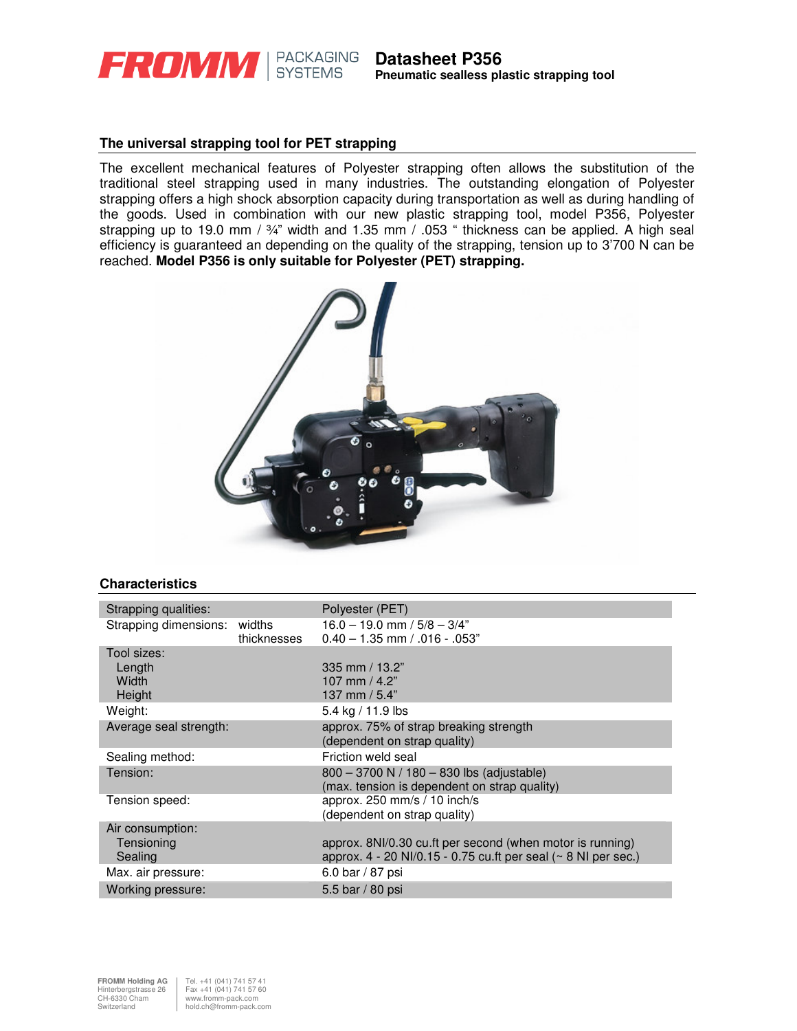# Datasheet P356

**Pneumatic seamless plastic strapping tool**

## The universal strapping tool for PET strapping

The excellent mechanical features of Polyester strapping often allows the substitution of the traditional steel strapping used in many industries. The outstanding elongation of Polyester strapping offers a high shock absorption capacity during transportation as well as during handling of the goods. Used in combination with our new plastic strapping tool, model P356, Polyester strapping up to 19.0 mm / ¾" width and 1.35 mm / .053 " thickness can be applied. A high seal efficiency is guaranteed an depending on the quality of the strapping, tension up to 3'700 N can be reached. **Model P356 is only suitable for Polyester (PET) strapping.**

## Characteristics

| | | |
|---|---|---|
| Strapping qualities: | | Polyester (PET) |
| Strapping dimensions: | widths | 16.0 – 19.0 mm / 5/8 – 3/4" |
| | thicknesses | 0.40 – 1.35 mm / .016 - .053" |
| Tool sizes: | | |
| Length | | 335 mm / 13.2" |
| Width | | 107 mm / 4.2" |
| Height | | 137 mm / 5.4" |
| Weight: | | 5.4 kg / 11.9 lbs |
| Average seal strength: | | approx. 75% of strap breaking strength (dependent on strap quality) |
| Sealing method: | | Friction weld seal |
| Tension: | | 800 – 3700 N / 180 – 830 lbs (adjustable) (max. tension is dependent on strap quality) |
| Tension speed: | | approx. 250 mm/s / 10 inch/s (dependent on strap quality) |
| Air consumption: | | |
| Tensioning | | approx. 8Nl/0.30 cu.ft per second (when motor is running) |
| Sealing | | approx. 4 - 20 Nl/0.15 - 0.75 cu.ft per seal (~ 8 Nl per sec.) |
| Max. air pressure: | | 6.0 bar / 87 psi |
| Working pressure: | | 5.5 bar / 80 psi |

FROMM Holding AG
Hinterbergstrasse 26
CH-6330 Cham
Switzerland

Tel. +41 (041) 741 57 41
Fax +41 (041) 741 57 60
www.fromm-pack.com
hold.ch@fromm-pack.com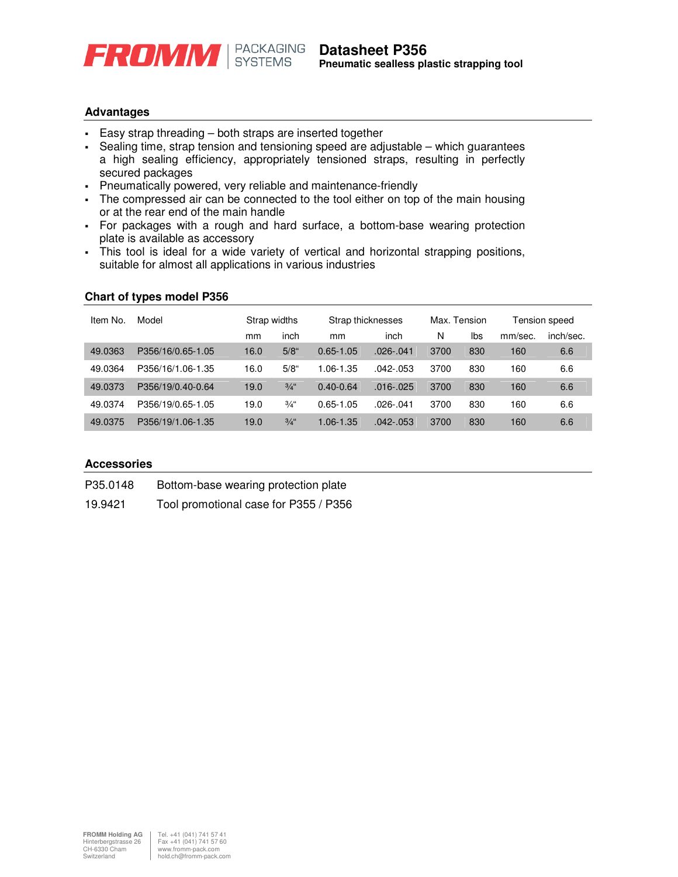# Datasheet P356

**Pneumatic sealless plastic strapping tool**

## Advantages

- Easy strap threading – both straps are inserted together
- Sealing time, strap tension and tensioning speed are adjustable – which guarantees a high sealing efficiency, appropriately tensioned straps, resulting in perfectly secured packages
- Pneumatically powered, very reliable and maintenance-friendly
- The compressed air can be connected to the tool either on top of the main housing or at the rear end of the main handle
- For packages with a rough and hard surface, a bottom-base wearing protection plate is available as accessory
- This tool is ideal for a wide variety of vertical and horizontal strapping positions, suitable for almost all applications in various industries

## Chart of types model P356

| Item No. | Model | Strap widths | | Strap thicknesses | | Max. Tension | | Tension speed | |
|---|---|---|---|---|---|---|---|---|---|
| | | mm | inch | mm | inch | N | lbs | mm/sec. | inch/sec. |
| 49.0363 | P356/16/0.65-1.05 | 16.0 | 5/8" | 0.65-1.05 | .026-.041 | 3700 | 830 | 160 | 6.6 |
| 49.0364 | P356/16/1.06-1.35 | 16.0 | 5/8" | 1.06-1.35 | .042-.053 | 3700 | 830 | 160 | 6.6 |
| 49.0373 | P356/19/0.40-0.64 | 19.0 | ¾" | 0.40-0.64 | .016-.025 | 3700 | 830 | 160 | 6.6 |
| 49.0374 | P356/19/0.65-1.05 | 19.0 | ¾" | 0.65-1.05 | .026-.041 | 3700 | 830 | 160 | 6.6 |
| 49.0375 | P356/19/1.06-1.35 | 19.0 | ¾" | 1.06-1.35 | .042-.053 | 3700 | 830 | 160 | 6.6 |

## Accessories

| | |
|---|---|
| P35.0148 | Bottom-base wearing protection plate |
| 19.9421 | Tool promotional case for P355 / P356 |

**FROMM Holding AG**
Hinterbergstrasse 26
CH-6330 Cham
Switzerland

Tel. +41 (041) 741 57 41
Fax +41 (041) 741 57 60
www.fromm-pack.com
hold.ch@fromm-pack.com